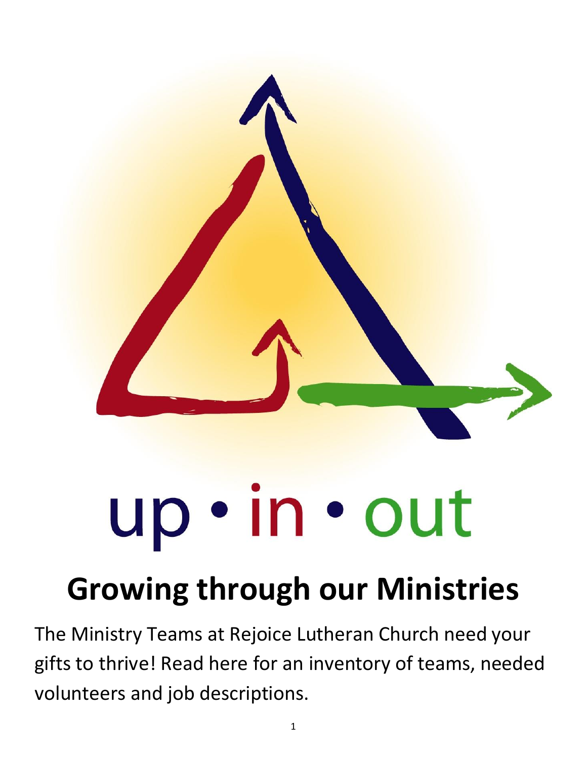up • in • out

# Growing through our Ministries

The Ministry Teams at Rejoice Lutheran Church need your gifts to thrive! Read here for an inventory of teams, needed volunteers and job descriptions.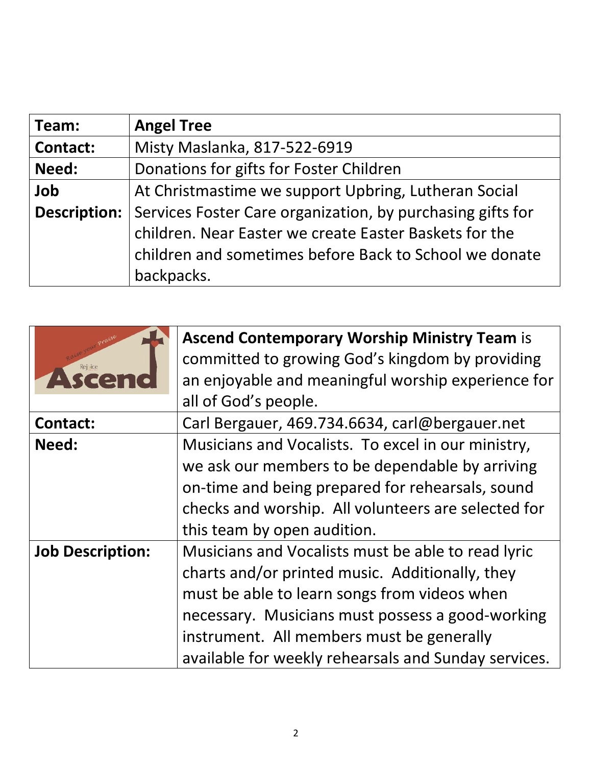| Team: | **Angel Tree** |
|---|---|
| **Contact:** | Misty Maslanka, 817-522-6919 |
| **Need:** | Donations for gifts for Foster Children |
| **Job Description:** | At Christmastime we support Upbring, Lutheran Social Services Foster Care organization, by purchasing gifts for children. Near Easter we create Easter Baskets for the children and sometimes before Back to School we donate backpacks. |

| Raise your Praise Rejoice Ascend | **Ascend Contemporary Worship Ministry Team** is committed to growing God's kingdom by providing an enjoyable and meaningful worship experience for all of God's people. |
|---|---|
| **Contact:** | Carl Bergauer, 469.734.6634, carl@bergauer.net |
| **Need:** | Musicians and Vocalists. To excel in our ministry, we ask our members to be dependable by arriving on-time and being prepared for rehearsals, sound checks and worship. All volunteers are selected for this team by open audition. |
| **Job Description:** | Musicians and Vocalists must be able to read lyric charts and/or printed music. Additionally, they must be able to learn songs from videos when necessary. Musicians must possess a good-working instrument. All members must be generally available for weekly rehearsals and Sunday services. |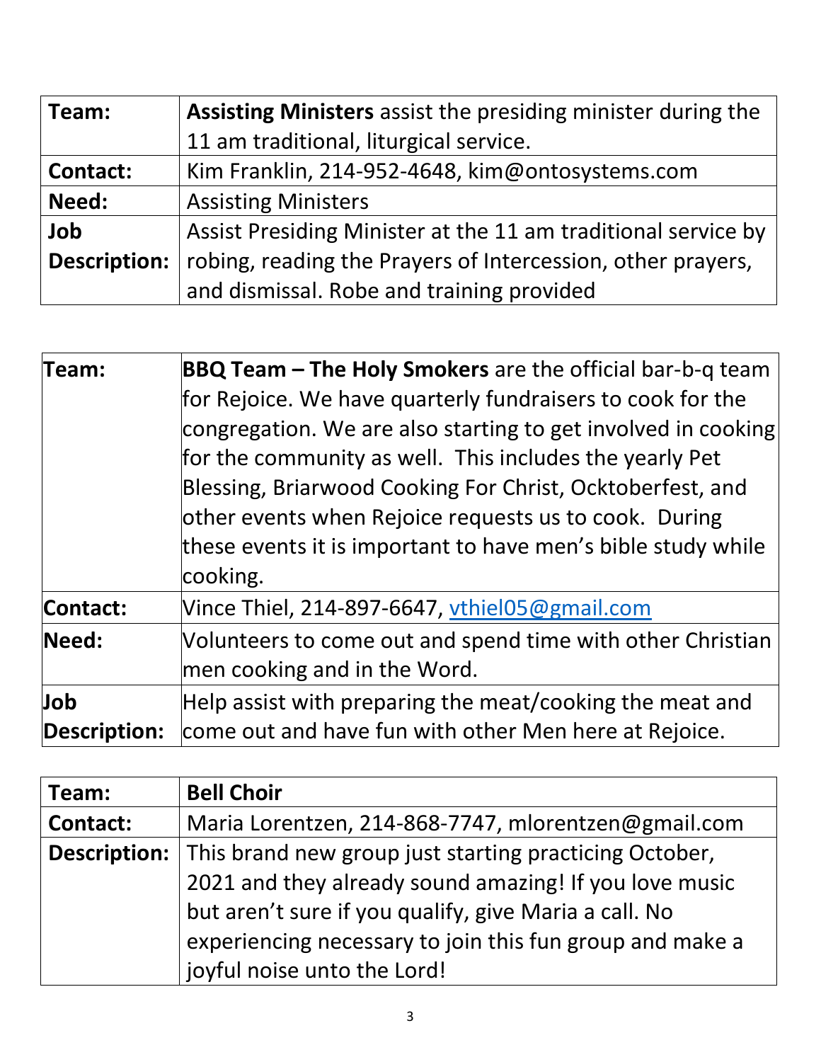| Team: | **Assisting Ministers** assist the presiding minister during the 11 am traditional, liturgical service. |
|---|---|
| **Contact:** | Kim Franklin, 214-952-4648, kim@ontosystems.com |
| **Need:** | Assisting Ministers |
| **Job Description:** | Assist Presiding Minister at the 11 am traditional service by robing, reading the Prayers of Intercession, other prayers, and dismissal. Robe and training provided |

| Team: | **BBQ Team – The Holy Smokers** are the official bar-b-q team for Rejoice. We have quarterly fundraisers to cook for the congregation. We are also starting to get involved in cooking for the community as well. This includes the yearly Pet Blessing, Briarwood Cooking For Christ, Ocktoberfest, and other events when Rejoice requests us to cook. During these events it is important to have men's bible study while cooking. |
|---|---|
| **Contact:** | Vince Thiel, 214-897-6647, vthiel05@gmail.com |
| **Need:** | Volunteers to come out and spend time with other Christian men cooking and in the Word. |
| **Job Description:** | Help assist with preparing the meat/cooking the meat and come out and have fun with other Men here at Rejoice. |

| Team: | **Bell Choir** |
|---|---|
| **Contact:** | Maria Lorentzen, 214-868-7747, mlorentzen@gmail.com |
| **Description:** | This brand new group just starting practicing October, 2021 and they already sound amazing! If you love music but aren't sure if you qualify, give Maria a call. No experiencing necessary to join this fun group and make a joyful noise unto the Lord! |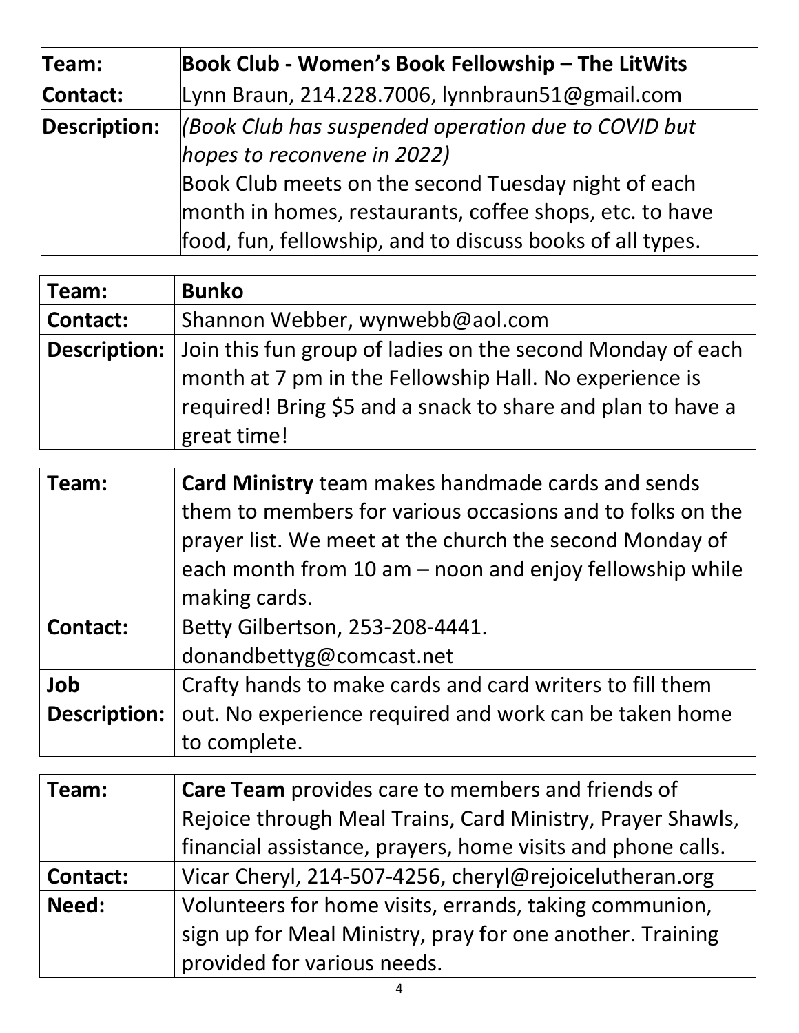| Team: | **Book Club - Women's Book Fellowship – The LitWits** |
|---|---|
| **Contact:** | Lynn Braun, 214.228.7006, lynnbraun51@gmail.com |
| **Description:** | *(Book Club has suspended operation due to COVID but hopes to reconvene in 2022)* Book Club meets on the second Tuesday night of each month in homes, restaurants, coffee shops, etc. to have food, fun, fellowship, and to discuss books of all types. |

| Team: | **Bunko** |
|---|---|
| **Contact:** | Shannon Webber, wynwebb@aol.com |
| **Description:** | Join this fun group of ladies on the second Monday of each month at 7 pm in the Fellowship Hall. No experience is required! Bring $5 and a snack to share and plan to have a great time! |

| Team: | **Card Ministry** team makes handmade cards and sends them to members for various occasions and to folks on the prayer list. We meet at the church the second Monday of each month from 10 am – noon and enjoy fellowship while making cards. |
|---|---|
| **Contact:** | Betty Gilbertson, 253-208-4441. donandbettyg@comcast.net |
| **Job Description:** | Crafty hands to make cards and card writers to fill them out. No experience required and work can be taken home to complete. |

| Team: | **Care Team** provides care to members and friends of Rejoice through Meal Trains, Card Ministry, Prayer Shawls, financial assistance, prayers, home visits and phone calls. |
|---|---|
| **Contact:** | Vicar Cheryl, 214-507-4256, cheryl@rejoicelutheran.org |
| **Need:** | Volunteers for home visits, errands, taking communion, sign up for Meal Ministry, pray for one another. Training provided for various needs. |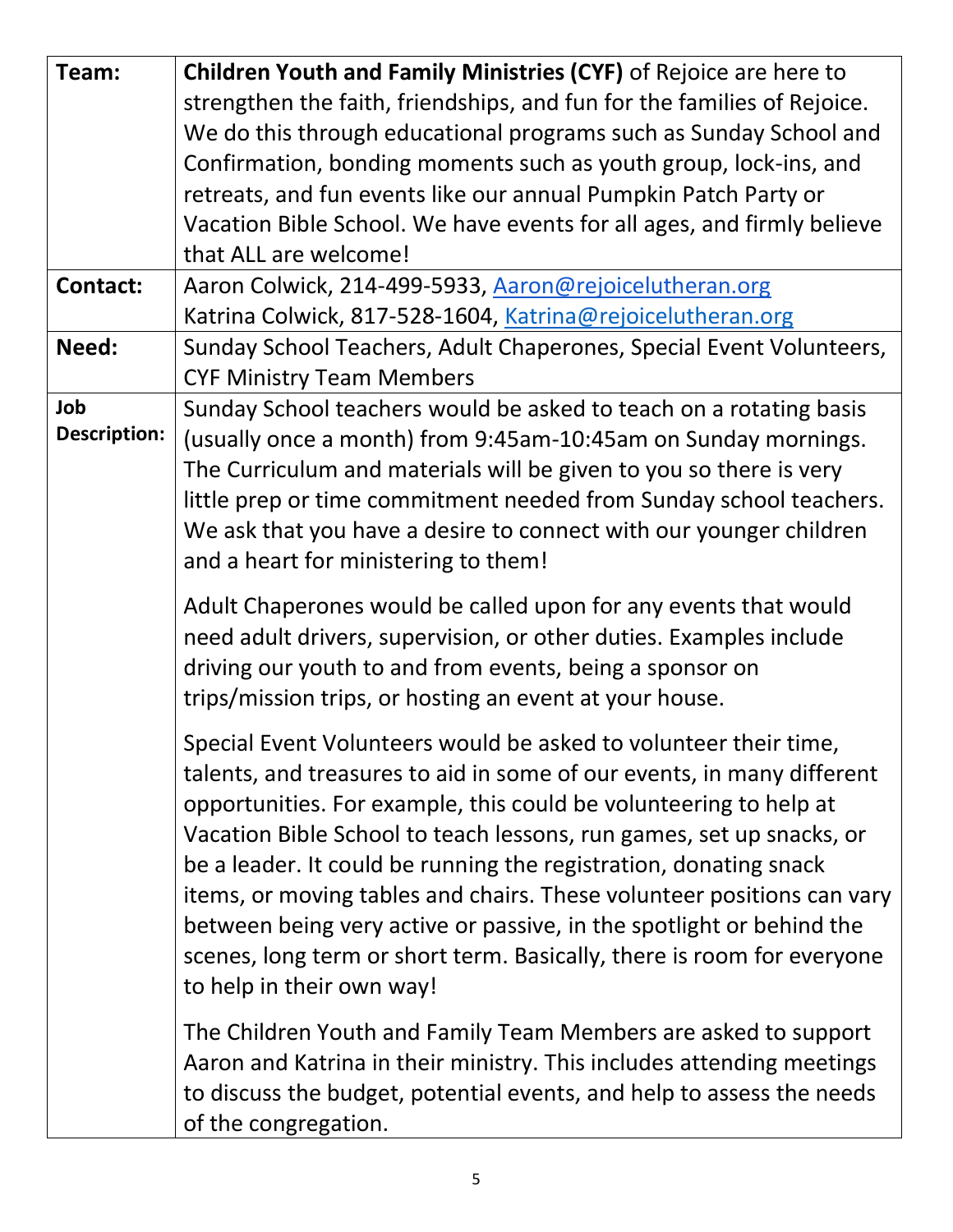| | |
|---|---|
| **Team:** | **Children Youth and Family Ministries (CYF)** of Rejoice are here to strengthen the faith, friendships, and fun for the families of Rejoice. We do this through educational programs such as Sunday School and Confirmation, bonding moments such as youth group, lock-ins, and retreats, and fun events like our annual Pumpkin Patch Party or Vacation Bible School. We have events for all ages, and firmly believe that ALL are welcome! |
| **Contact:** | Aaron Colwick, 214-499-5933, [Aaron@rejoicelutheran.org](mailto:Aaron@rejoicelutheran.org)<br>Katrina Colwick, 817-528-1604, [Katrina@rejoicelutheran.org](mailto:Katrina@rejoicelutheran.org) |
| **Need:** | Sunday School Teachers, Adult Chaperones, Special Event Volunteers, CYF Ministry Team Members |
| **Job Description:** | Sunday School teachers would be asked to teach on a rotating basis (usually once a month) from 9:45am-10:45am on Sunday mornings. The Curriculum and materials will be given to you so there is very little prep or time commitment needed from Sunday school teachers. We ask that you have a desire to connect with our younger children and a heart for ministering to them!<br><br>Adult Chaperones would be called upon for any events that would need adult drivers, supervision, or other duties. Examples include driving our youth to and from events, being a sponsor on trips/mission trips, or hosting an event at your house.<br><br>Special Event Volunteers would be asked to volunteer their time, talents, and treasures to aid in some of our events, in many different opportunities. For example, this could be volunteering to help at Vacation Bible School to teach lessons, run games, set up snacks, or be a leader. It could be running the registration, donating snack items, or moving tables and chairs. These volunteer positions can vary between being very active or passive, in the spotlight or behind the scenes, long term or short term. Basically, there is room for everyone to help in their own way!<br><br>The Children Youth and Family Team Members are asked to support Aaron and Katrina in their ministry. This includes attending meetings to discuss the budget, potential events, and help to assess the needs of the congregation. |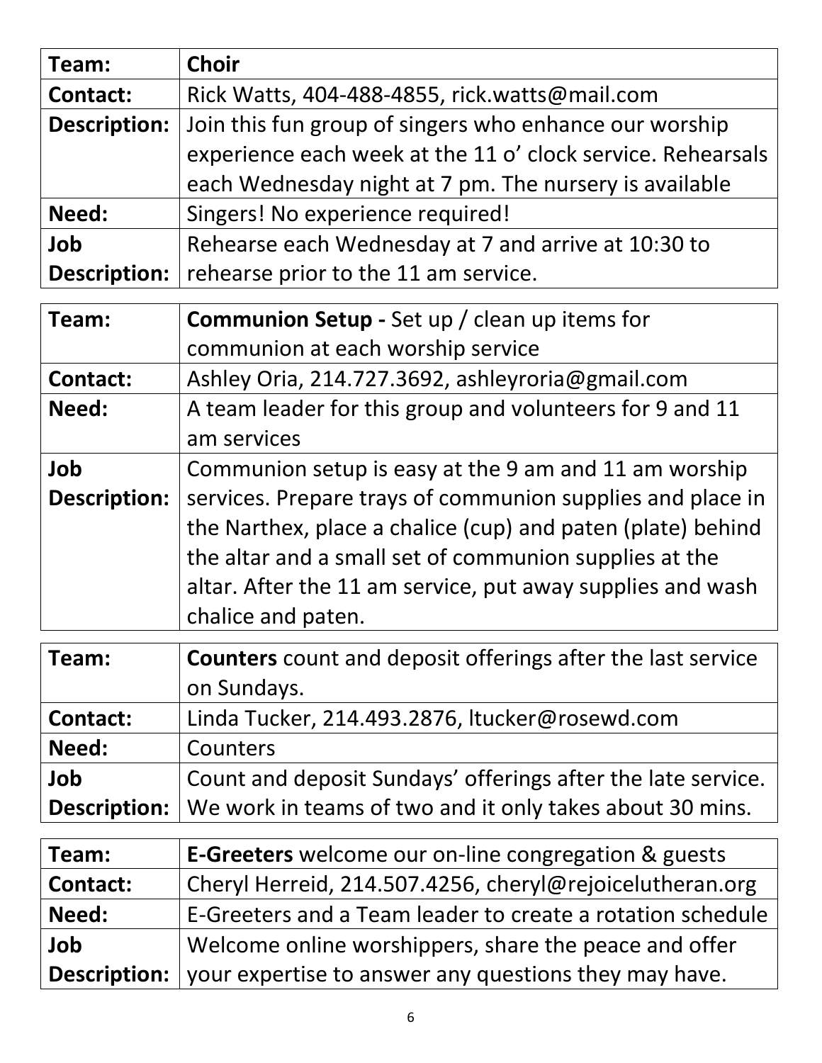| Team: | **Choir** |
|---|---|
| Contact: | Rick Watts, 404-488-4855, rick.watts@mail.com |
| Description: | Join this fun group of singers who enhance our worship experience each week at the 11 o' clock service. Rehearsals each Wednesday night at 7 pm. The nursery is available |
| Need: | Singers! No experience required! |
| Job Description: | Rehearse each Wednesday at 7 and arrive at 10:30 to rehearse prior to the 11 am service. |

| Team: | **Communion Setup -** Set up / clean up items for communion at each worship service |
|---|---|
| Contact: | Ashley Oria, 214.727.3692, ashleyroria@gmail.com |
| Need: | A team leader for this group and volunteers for 9 and 11 am services |
| Job Description: | Communion setup is easy at the 9 am and 11 am worship services. Prepare trays of communion supplies and place in the Narthex, place a chalice (cup) and paten (plate) behind the altar and a small set of communion supplies at the altar. After the 11 am service, put away supplies and wash chalice and paten. |

| Team: | **Counters** count and deposit offerings after the last service on Sundays. |
|---|---|
| Contact: | Linda Tucker, 214.493.2876, ltucker@rosewd.com |
| Need: | Counters |
| Job Description: | Count and deposit Sundays' offerings after the late service. We work in teams of two and it only takes about 30 mins. |

| Team: | **E-Greeters** welcome our on-line congregation & guests |
|---|---|
| Contact: | Cheryl Herreid, 214.507.4256, cheryl@rejoicelutheran.org |
| Need: | E-Greeters and a Team leader to create a rotation schedule |
| Job Description: | Welcome online worshippers, share the peace and offer your expertise to answer any questions they may have. |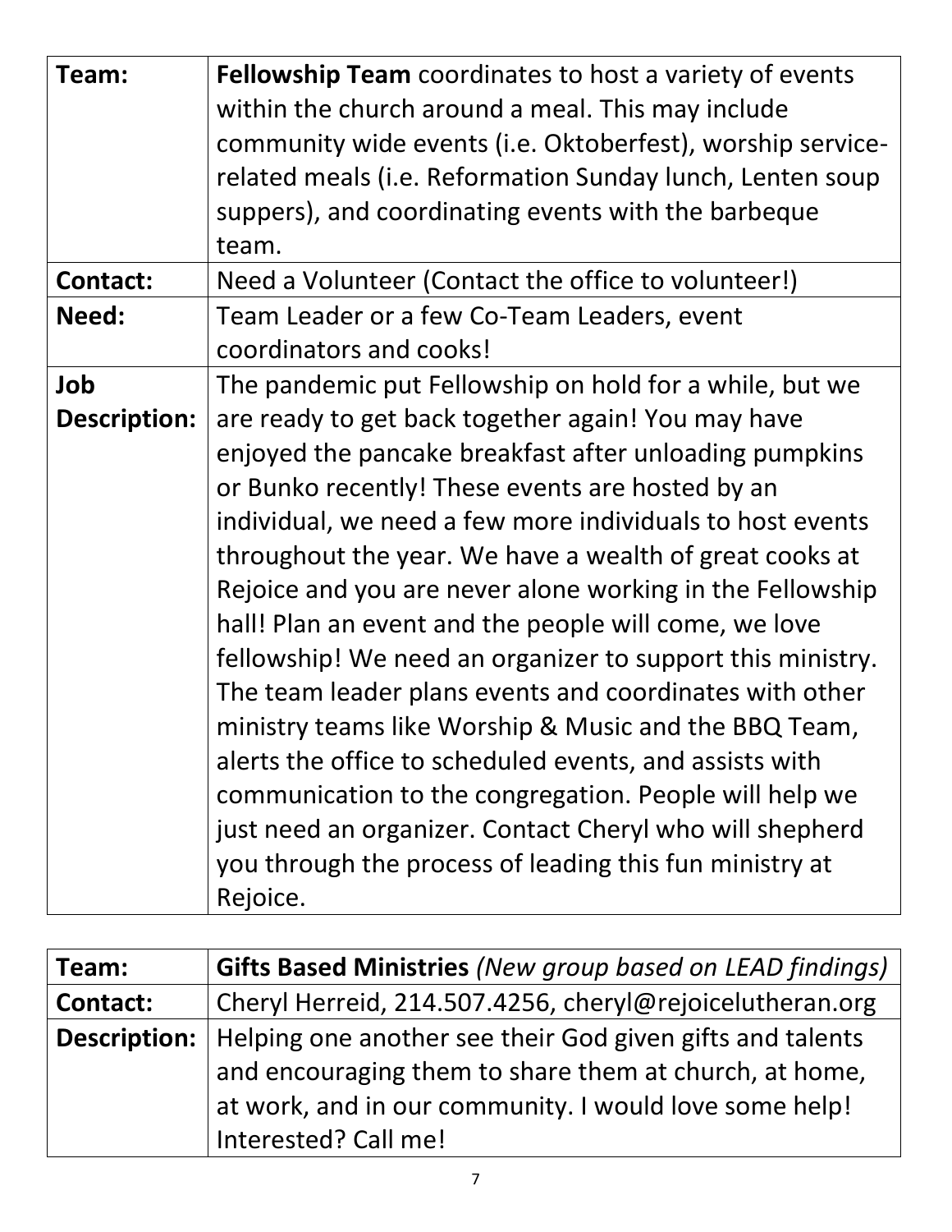| Team: | **Fellowship Team** coordinates to host a variety of events within the church around a meal. This may include community wide events (i.e. Oktoberfest), worship service-related meals (i.e. Reformation Sunday lunch, Lenten soup suppers), and coordinating events with the barbeque team. |
|---|---|
| **Contact:** | Need a Volunteer (Contact the office to volunteer!) |
| **Need:** | Team Leader or a few Co-Team Leaders, event coordinators and cooks! |
| **Job Description:** | The pandemic put Fellowship on hold for a while, but we are ready to get back together again! You may have enjoyed the pancake breakfast after unloading pumpkins or Bunko recently! These events are hosted by an individual, we need a few more individuals to host events throughout the year. We have a wealth of great cooks at Rejoice and you are never alone working in the Fellowship hall! Plan an event and the people will come, we love fellowship! We need an organizer to support this ministry. The team leader plans events and coordinates with other ministry teams like Worship & Music and the BBQ Team, alerts the office to scheduled events, and assists with communication to the congregation. People will help we just need an organizer. Contact Cheryl who will shepherd you through the process of leading this fun ministry at Rejoice. |

| Team: | **Gifts Based Ministries** *(New group based on LEAD findings)* |
|---|---|
| **Contact:** | Cheryl Herreid, 214.507.4256, cheryl@rejoicelutheran.org |
| **Description:** | Helping one another see their God given gifts and talents and encouraging them to share them at church, at home, at work, and in our community. I would love some help! Interested? Call me! |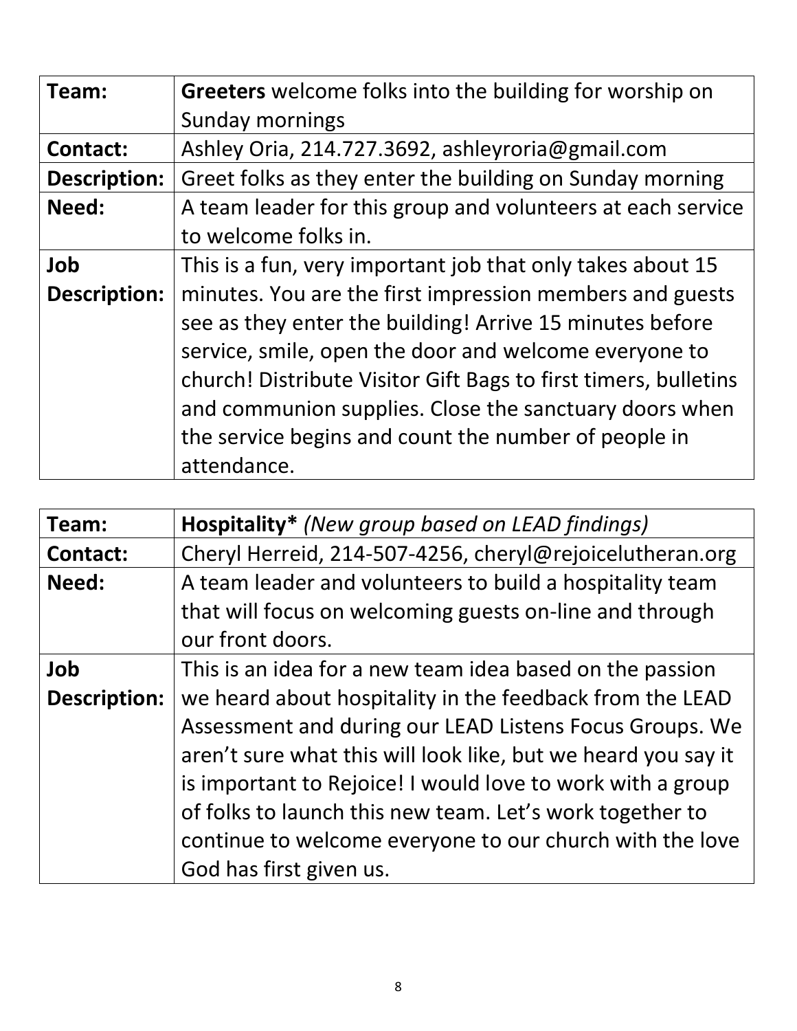| Team: | **Greeters** welcome folks into the building for worship on Sunday mornings |
|---|---|
| **Contact:** | Ashley Oria, 214.727.3692, ashleyroria@gmail.com |
| **Description:** | Greet folks as they enter the building on Sunday morning |
| **Need:** | A team leader for this group and volunteers at each service to welcome folks in. |
| **Job Description:** | This is a fun, very important job that only takes about 15 minutes. You are the first impression members and guests see as they enter the building! Arrive 15 minutes before service, smile, open the door and welcome everyone to church! Distribute Visitor Gift Bags to first timers, bulletins and communion supplies. Close the sanctuary doors when the service begins and count the number of people in attendance. |

| Team: | **Hospitality*** *(New group based on LEAD findings)* |
|---|---|
| **Contact:** | Cheryl Herreid, 214-507-4256, cheryl@rejoicelutheran.org |
| **Need:** | A team leader and volunteers to build a hospitality team that will focus on welcoming guests on-line and through our front doors. |
| **Job Description:** | This is an idea for a new team idea based on the passion we heard about hospitality in the feedback from the LEAD Assessment and during our LEAD Listens Focus Groups. We aren't sure what this will look like, but we heard you say it is important to Rejoice! I would love to work with a group of folks to launch this new team. Let's work together to continue to welcome everyone to our church with the love God has first given us. |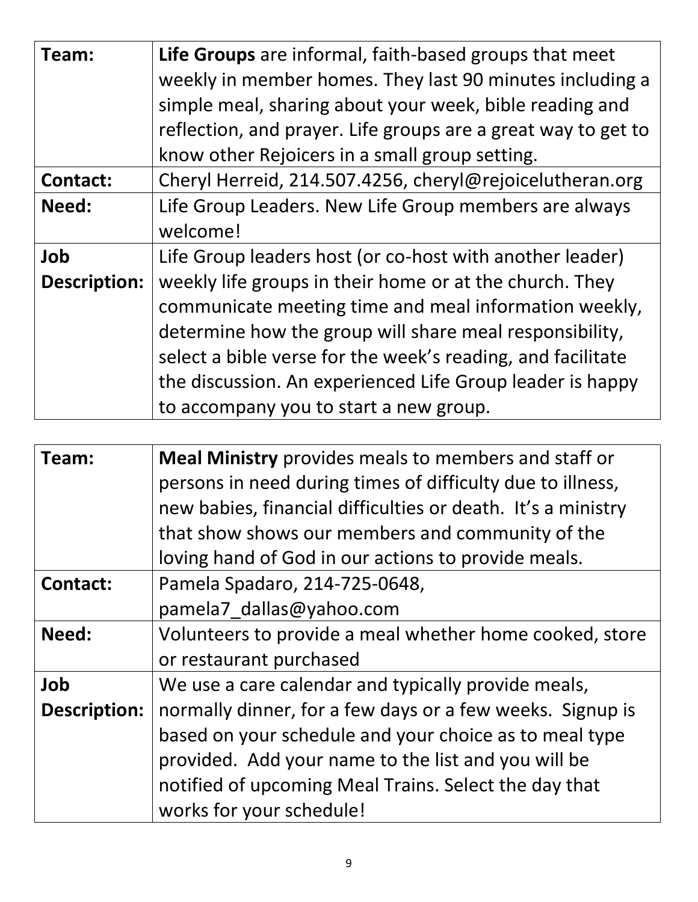| Team: | **Life Groups** are informal, faith-based groups that meet weekly in member homes. They last 90 minutes including a simple meal, sharing about your week, bible reading and reflection, and prayer. Life groups are a great way to get to know other Rejoicers in a small group setting. |
|---|---|
| **Contact:** | Cheryl Herreid, 214.507.4256, cheryl@rejoicelutheran.org |
| **Need:** | Life Group Leaders. New Life Group members are always welcome! |
| **Job Description:** | Life Group leaders host (or co-host with another leader) weekly life groups in their home or at the church. They communicate meeting time and meal information weekly, determine how the group will share meal responsibility, select a bible verse for the week's reading, and facilitate the discussion. An experienced Life Group leader is happy to accompany you to start a new group. |

| Team: | **Meal Ministry** provides meals to members and staff or persons in need during times of difficulty due to illness, new babies, financial difficulties or death. It's a ministry that show shows our members and community of the loving hand of God in our actions to provide meals. |
|---|---|
| **Contact:** | Pamela Spadaro, 214-725-0648, pamela7_dallas@yahoo.com |
| **Need:** | Volunteers to provide a meal whether home cooked, store or restaurant purchased |
| **Job Description:** | We use a care calendar and typically provide meals, normally dinner, for a few days or a few weeks. Signup is based on your schedule and your choice as to meal type provided. Add your name to the list and you will be notified of upcoming Meal Trains. Select the day that works for your schedule! |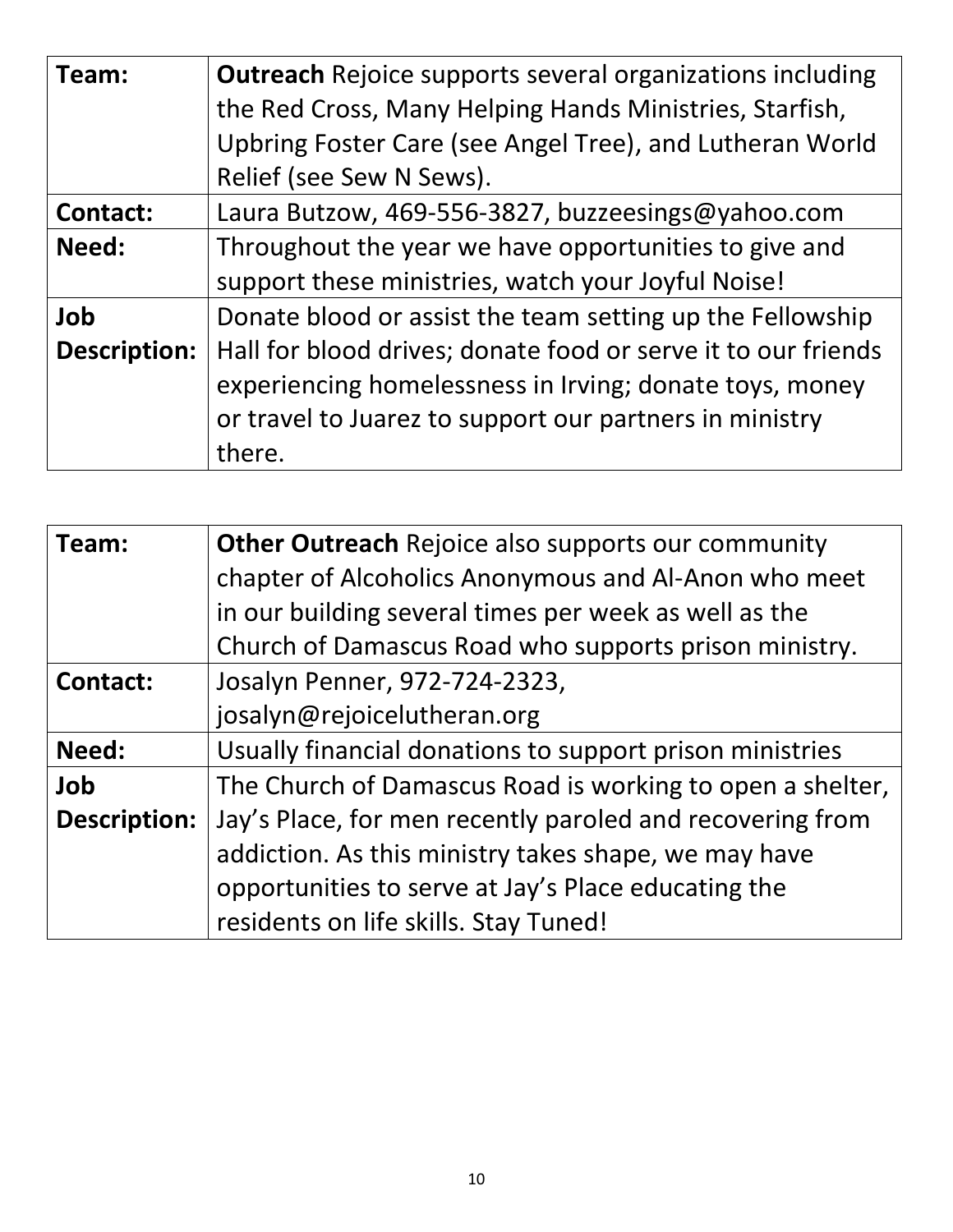| Team: | **Outreach** Rejoice supports several organizations including the Red Cross, Many Helping Hands Ministries, Starfish, Upbring Foster Care (see Angel Tree), and Lutheran World Relief (see Sew N Sews). |
|---|---|
| **Contact:** | Laura Butzow, 469-556-3827, buzzeesings@yahoo.com |
| **Need:** | Throughout the year we have opportunities to give and support these ministries, watch your Joyful Noise! |
| **Job Description:** | Donate blood or assist the team setting up the Fellowship Hall for blood drives; donate food or serve it to our friends experiencing homelessness in Irving; donate toys, money or travel to Juarez to support our partners in ministry there. |

| Team: | **Other Outreach** Rejoice also supports our community chapter of Alcoholics Anonymous and Al-Anon who meet in our building several times per week as well as the Church of Damascus Road who supports prison ministry. |
|---|---|
| **Contact:** | Josalyn Penner, 972-724-2323, josalyn@rejoicelutheran.org |
| **Need:** | Usually financial donations to support prison ministries |
| **Job Description:** | The Church of Damascus Road is working to open a shelter, Jay's Place, for men recently paroled and recovering from addiction. As this ministry takes shape, we may have opportunities to serve at Jay's Place educating the residents on life skills. Stay Tuned! |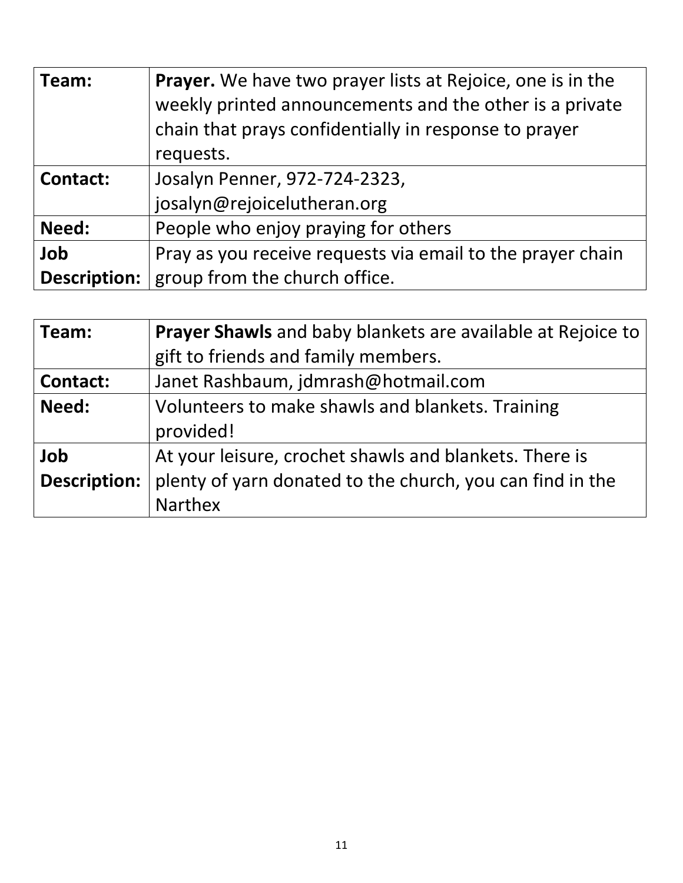| Team: | **Prayer.** We have two prayer lists at Rejoice, one is in the weekly printed announcements and the other is a private chain that prays confidentially in response to prayer requests. |
|---|---|
| **Contact:** | Josalyn Penner, 972-724-2323, josalyn@rejoicelutheran.org |
| **Need:** | People who enjoy praying for others |
| **Job Description:** | Pray as you receive requests via email to the prayer chain group from the church office. |

| Team: | **Prayer Shawls** and baby blankets are available at Rejoice to gift to friends and family members. |
|---|---|
| **Contact:** | Janet Rashbaum, jdmrash@hotmail.com |
| **Need:** | Volunteers to make shawls and blankets. Training provided! |
| **Job Description:** | At your leisure, crochet shawls and blankets. There is plenty of yarn donated to the church, you can find in the Narthex |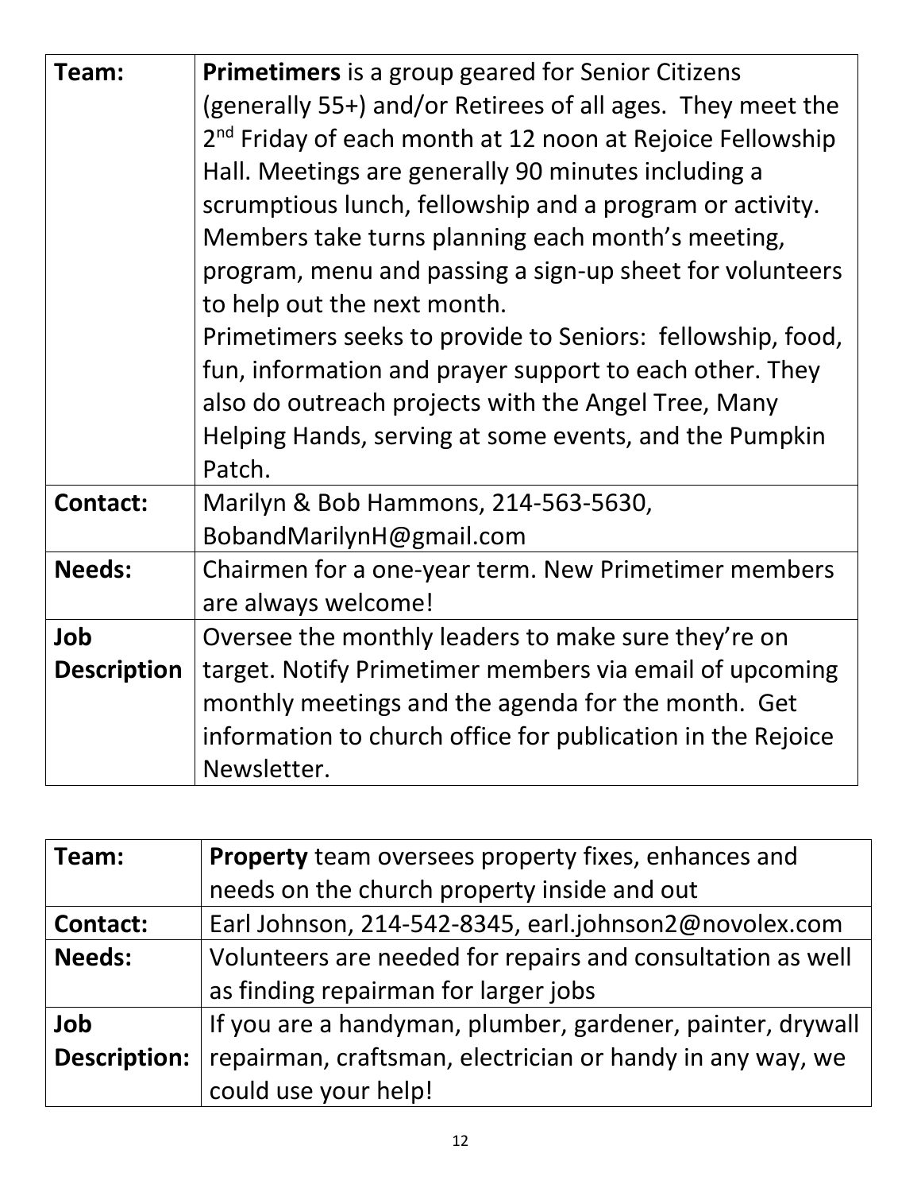| Team: | **Primetimers** is a group geared for Senior Citizens (generally 55+) and/or Retirees of all ages. They meet the 2nd Friday of each month at 12 noon at Rejoice Fellowship Hall. Meetings are generally 90 minutes including a scrumptious lunch, fellowship and a program or activity. Members take turns planning each month's meeting, program, menu and passing a sign-up sheet for volunteers to help out the next month.<br>Primetimers seeks to provide to Seniors: fellowship, food, fun, information and prayer support to each other. They also do outreach projects with the Angel Tree, Many Helping Hands, serving at some events, and the Pumpkin Patch. |
|---|---|
| **Contact:** | Marilyn & Bob Hammons, 214-563-5630, BobandMarilynH@gmail.com |
| **Needs:** | Chairmen for a one-year term. New Primetimer members are always welcome! |
| **Job Description** | Oversee the monthly leaders to make sure they're on target. Notify Primetimer members via email of upcoming monthly meetings and the agenda for the month. Get information to church office for publication in the Rejoice Newsletter. |

| Team: | **Property** team oversees property fixes, enhances and needs on the church property inside and out |
|---|---|
| **Contact:** | Earl Johnson, 214-542-8345, earl.johnson2@novolex.com |
| **Needs:** | Volunteers are needed for repairs and consultation as well as finding repairman for larger jobs |
| **Job Description:** | If you are a handyman, plumber, gardener, painter, drywall repairman, craftsman, electrician or handy in any way, we could use your help! |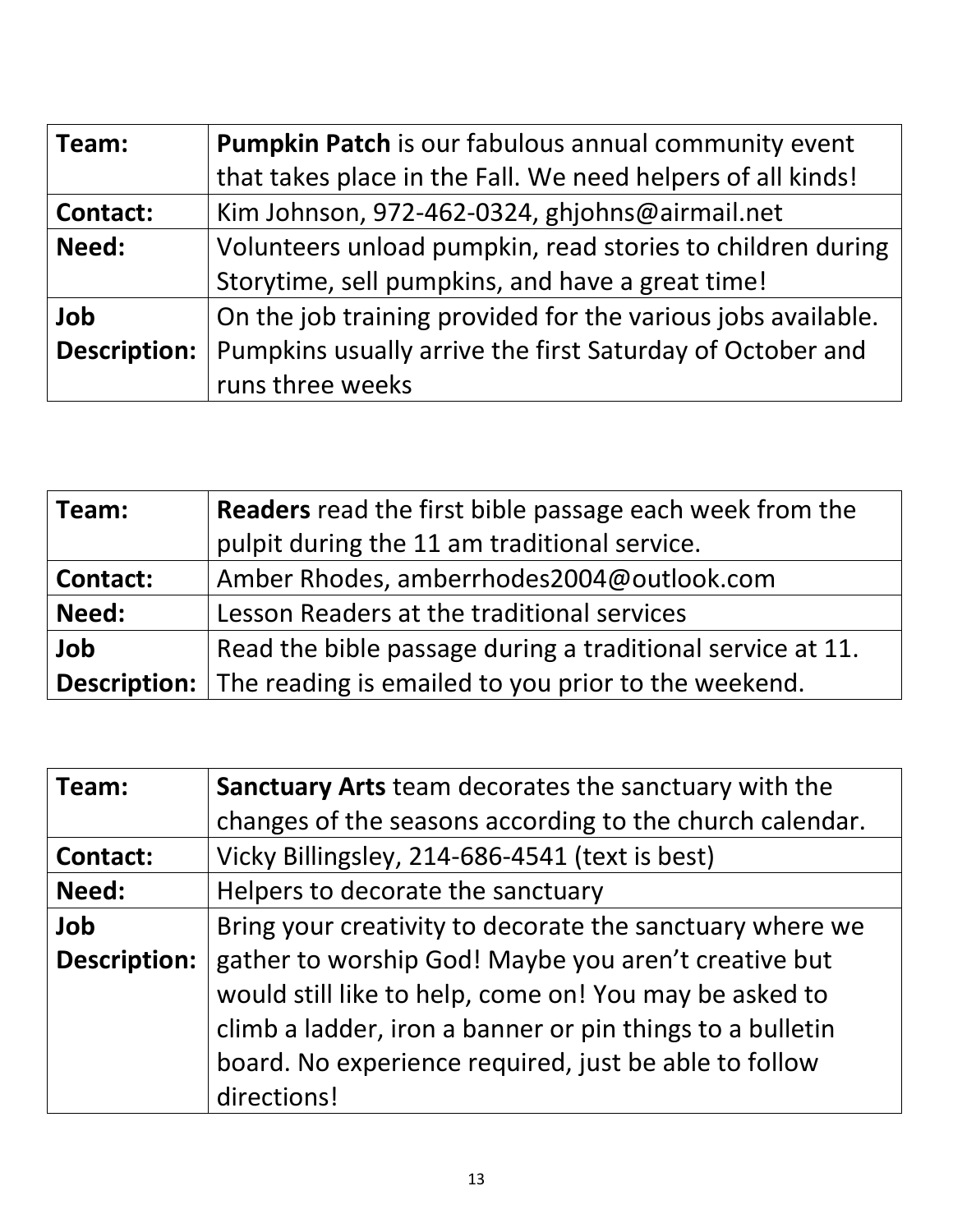| Team: | **Pumpkin Patch** is our fabulous annual community event that takes place in the Fall. We need helpers of all kinds! |
|---|---|
| **Contact:** | Kim Johnson, 972-462-0324, ghjohns@airmail.net |
| **Need:** | Volunteers unload pumpkin, read stories to children during Storytime, sell pumpkins, and have a great time! |
| **Job Description:** | On the job training provided for the various jobs available. Pumpkins usually arrive the first Saturday of October and runs three weeks |

| Team: | **Readers** read the first bible passage each week from the pulpit during the 11 am traditional service. |
|---|---|
| **Contact:** | Amber Rhodes, amberrhodes2004@outlook.com |
| **Need:** | Lesson Readers at the traditional services |
| **Job Description:** | Read the bible passage during a traditional service at 11. The reading is emailed to you prior to the weekend. |

| Team: | **Sanctuary Arts** team decorates the sanctuary with the changes of the seasons according to the church calendar. |
|---|---|
| **Contact:** | Vicky Billingsley, 214-686-4541 (text is best) |
| **Need:** | Helpers to decorate the sanctuary |
| **Job Description:** | Bring your creativity to decorate the sanctuary where we gather to worship God! Maybe you aren't creative but would still like to help, come on! You may be asked to climb a ladder, iron a banner or pin things to a bulletin board. No experience required, just be able to follow directions! |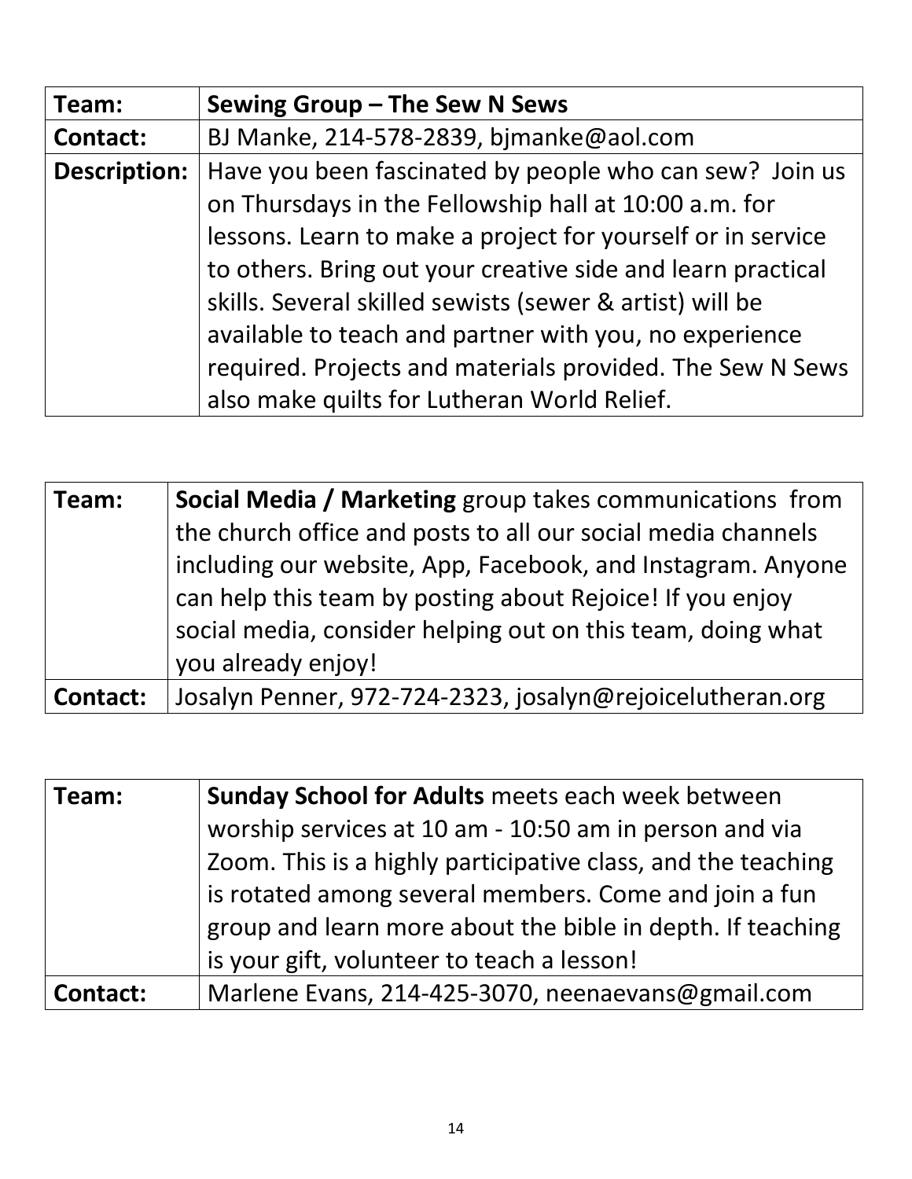| Team: | **Sewing Group – The Sew N Sews** |
| --- | --- |
| **Contact:** | BJ Manke, 214-578-2839, bjmanke@aol.com |
| **Description:** | Have you been fascinated by people who can sew? Join us on Thursdays in the Fellowship hall at 10:00 a.m. for lessons. Learn to make a project for yourself or in service to others. Bring out your creative side and learn practical skills. Several skilled sewists (sewer & artist) will be available to teach and partner with you, no experience required. Projects and materials provided. The Sew N Sews also make quilts for Lutheran World Relief. |

| Team: | **Social Media / Marketing** group takes communications from the church office and posts to all our social media channels including our website, App, Facebook, and Instagram. Anyone can help this team by posting about Rejoice! If you enjoy social media, consider helping out on this team, doing what you already enjoy! |
| --- | --- |
| **Contact:** | Josalyn Penner, 972-724-2323, josalyn@rejoicelutheran.org |

| Team: | **Sunday School for Adults** meets each week between worship services at 10 am - 10:50 am in person and via Zoom. This is a highly participative class, and the teaching is rotated among several members. Come and join a fun group and learn more about the bible in depth. If teaching is your gift, volunteer to teach a lesson! |
| --- | --- |
| **Contact:** | Marlene Evans, 214-425-3070, neenaevans@gmail.com |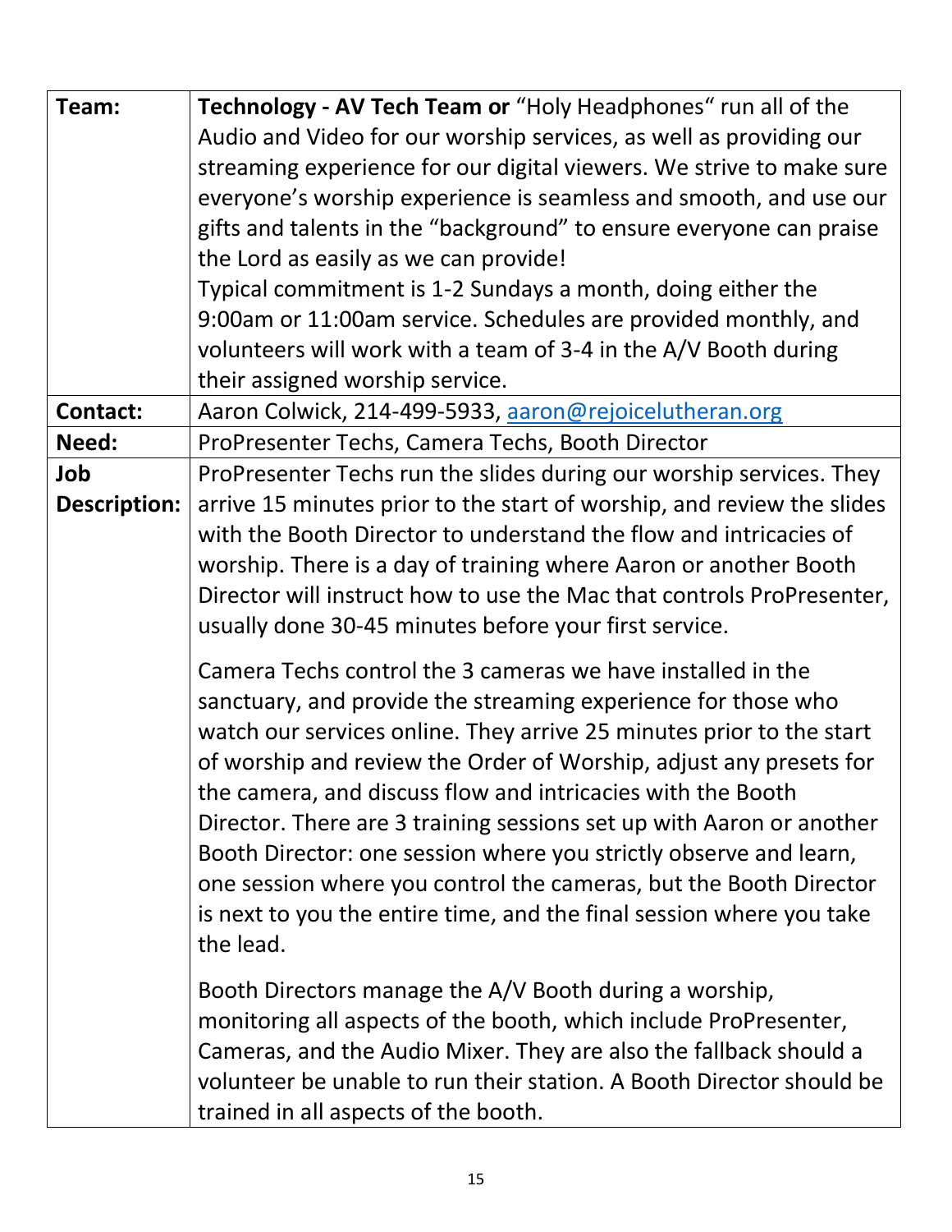| Team: | **Technology - AV Tech Team or** “Holy Headphones“ run all of the Audio and Video for our worship services, as well as providing our streaming experience for our digital viewers. We strive to make sure everyone’s worship experience is seamless and smooth, and use our gifts and talents in the “background” to ensure everyone can praise the Lord as easily as we can provide!<br>Typical commitment is 1-2 Sundays a month, doing either the 9:00am or 11:00am service. Schedules are provided monthly, and volunteers will work with a team of 3-4 in the A/V Booth during their assigned worship service. |
|---|---|
| **Contact:** | Aaron Colwick, 214-499-5933, aaron@rejoicelutheran.org |
| **Need:** | ProPresenter Techs, Camera Techs, Booth Director |
| **Job Description:** | ProPresenter Techs run the slides during our worship services. They arrive 15 minutes prior to the start of worship, and review the slides with the Booth Director to understand the flow and intricacies of worship. There is a day of training where Aaron or another Booth Director will instruct how to use the Mac that controls ProPresenter, usually done 30-45 minutes before your first service.<br><br>Camera Techs control the 3 cameras we have installed in the sanctuary, and provide the streaming experience for those who watch our services online. They arrive 25 minutes prior to the start of worship and review the Order of Worship, adjust any presets for the camera, and discuss flow and intricacies with the Booth Director. There are 3 training sessions set up with Aaron or another Booth Director: one session where you strictly observe and learn, one session where you control the cameras, but the Booth Director is next to you the entire time, and the final session where you take the lead.<br><br>Booth Directors manage the A/V Booth during a worship, monitoring all aspects of the booth, which include ProPresenter, Cameras, and the Audio Mixer. They are also the fallback should a volunteer be unable to run their station. A Booth Director should be trained in all aspects of the booth. |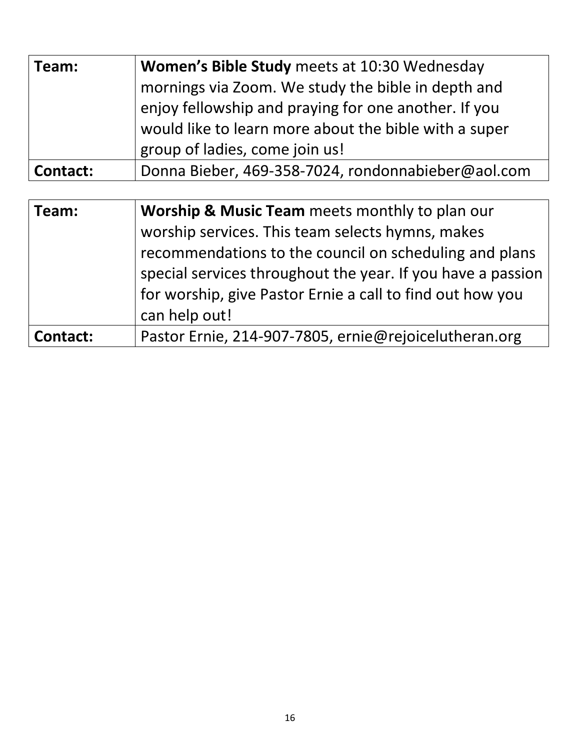| | |
|---|---|
| **Team:** | **Women's Bible Study** meets at 10:30 Wednesday mornings via Zoom. We study the bible in depth and enjoy fellowship and praying for one another. If you would like to learn more about the bible with a super group of ladies, come join us! |
| **Contact:** | Donna Bieber, 469-358-7024, rondonnabieber@aol.com |

| | |
|---|---|
| **Team:** | **Worship & Music Team** meets monthly to plan our worship services. This team selects hymns, makes recommendations to the council on scheduling and plans special services throughout the year. If you have a passion for worship, give Pastor Ernie a call to find out how you can help out! |
| **Contact:** | Pastor Ernie, 214-907-7805, ernie@rejoicelutheran.org |